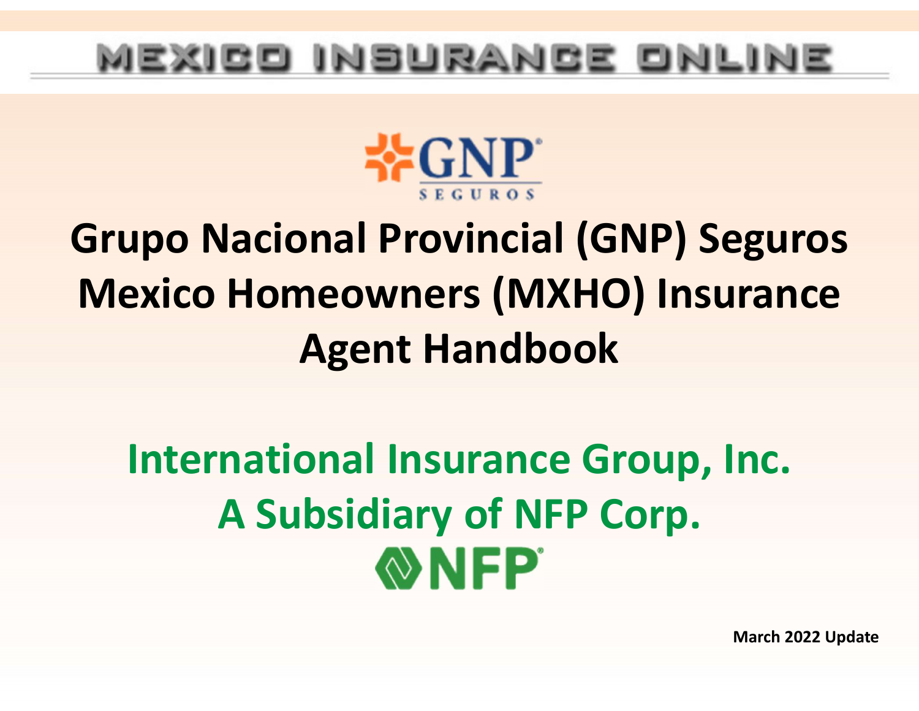MEXICO INSURANCE ONLINE

GNP SEGUROS

# Grupo Nacional Provincial (GNP) Seguros Mexico Homeowners (MXHO) Insurance Agent Handbook

## International Insurance Group, Inc.
## A Subsidiary of NFP Corp.

NFP

**March 2022 Update**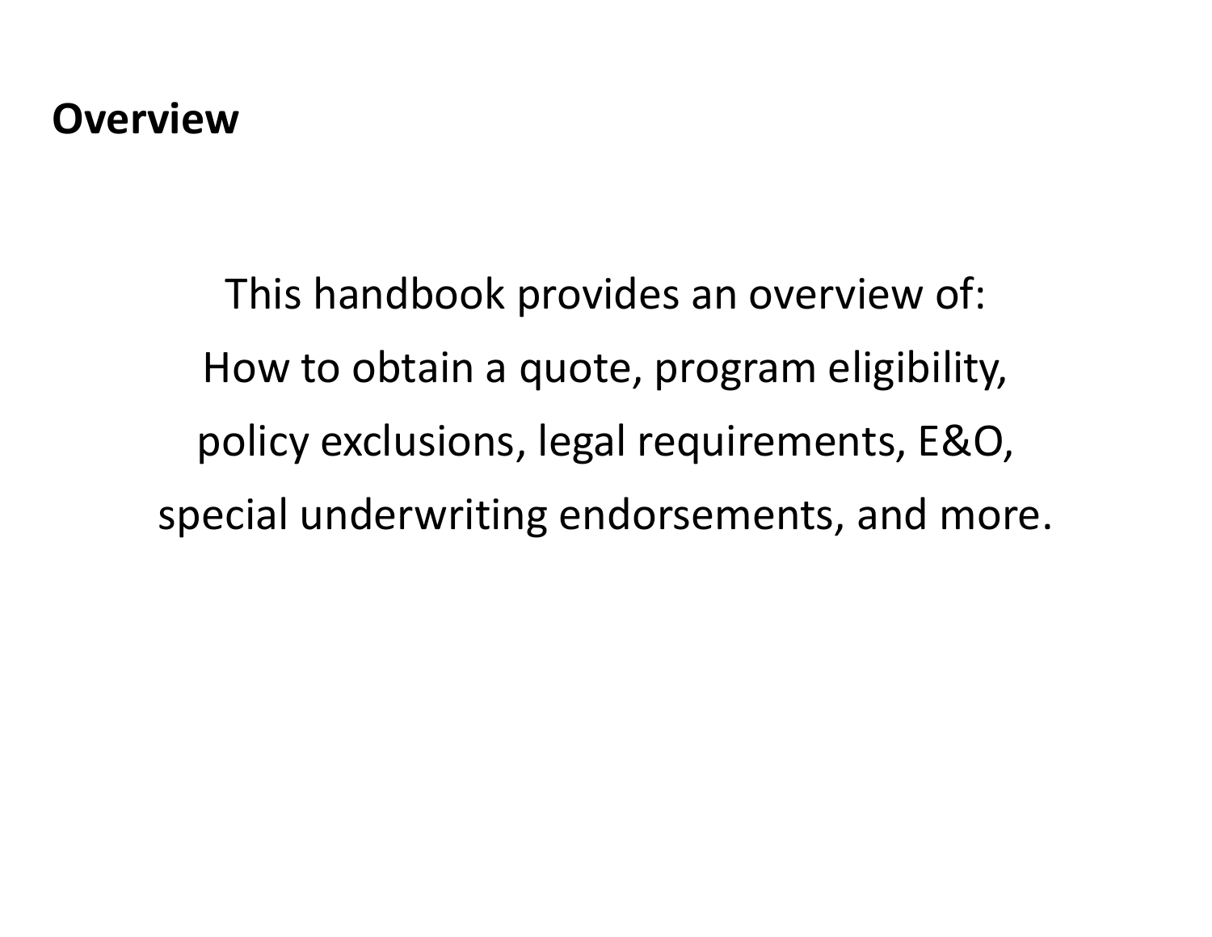## Overview

This handbook provides an overview of:
How to obtain a quote, program eligibility,
policy exclusions, legal requirements, E&O,
special underwriting endorsements, and more.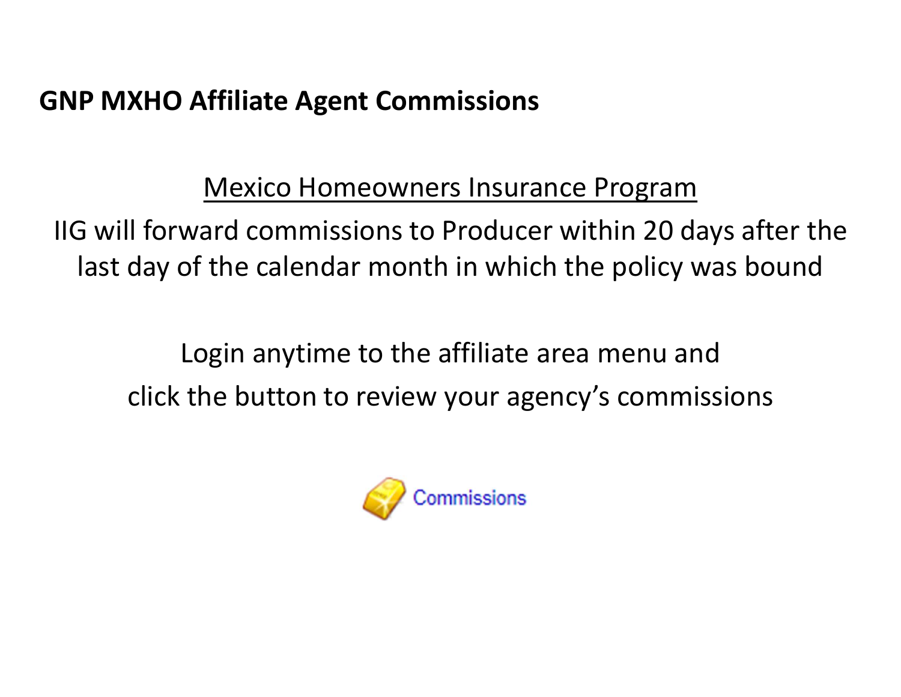## GNP MXHO Affiliate Agent Commissions

Mexico Homeowners Insurance Program

IIG will forward commissions to Producer within 20 days after the last day of the calendar month in which the policy was bound

Login anytime to the affiliate area menu and click the button to review your agency's commissions

Commissions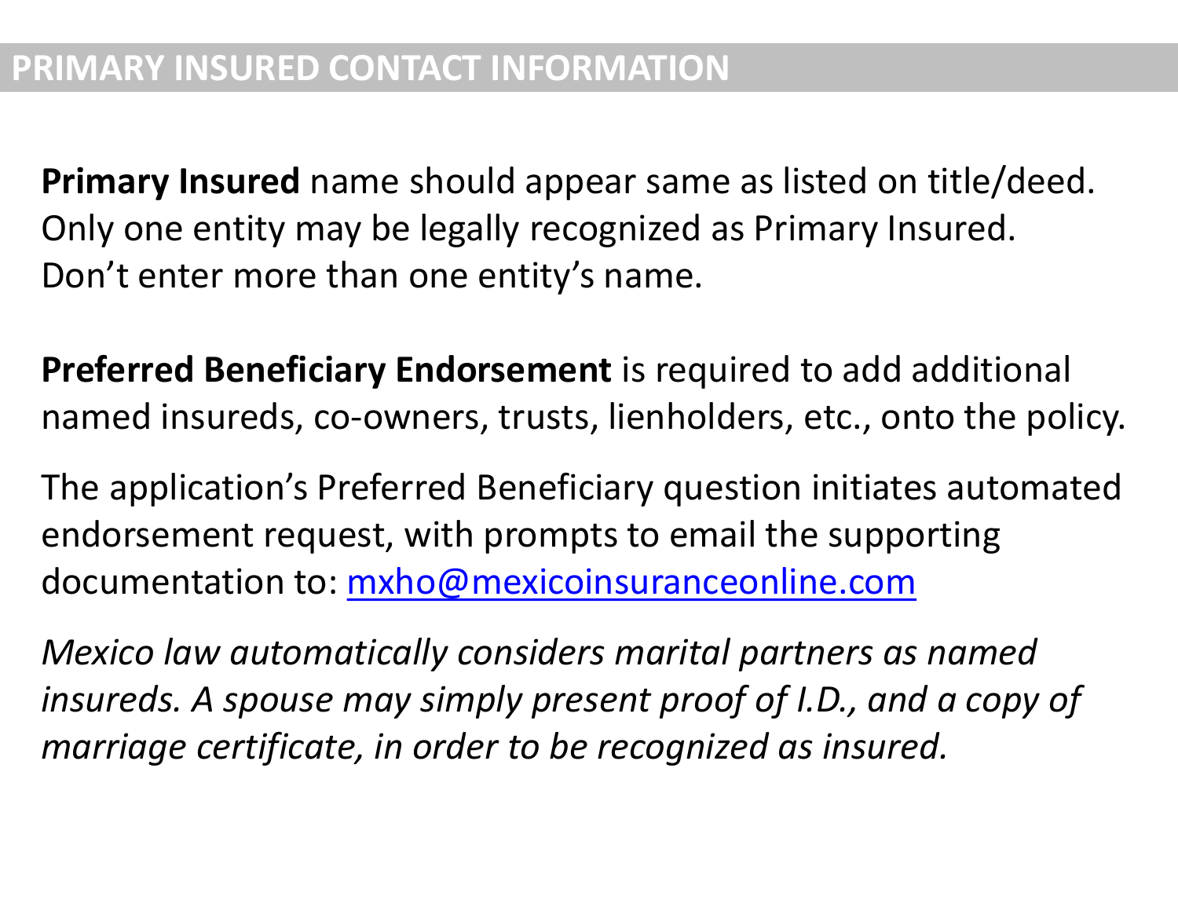# PRIMARY INSURED CONTACT INFORMATION

**Primary Insured** name should appear same as listed on title/deed. Only one entity may be legally recognized as Primary Insured. Don't enter more than one entity's name.

**Preferred Beneficiary Endorsement** is required to add additional named insureds, co-owners, trusts, lienholders, etc., onto the policy.

The application's Preferred Beneficiary question initiates automated endorsement request, with prompts to email the supporting documentation to: [mxho@mexicoinsuranceonline.com](mailto:mxho@mexicoinsuranceonline.com)

*Mexico law automatically considers marital partners as named insureds. A spouse may simply present proof of I.D., and a copy of marriage certificate, in order to be recognized as insured.*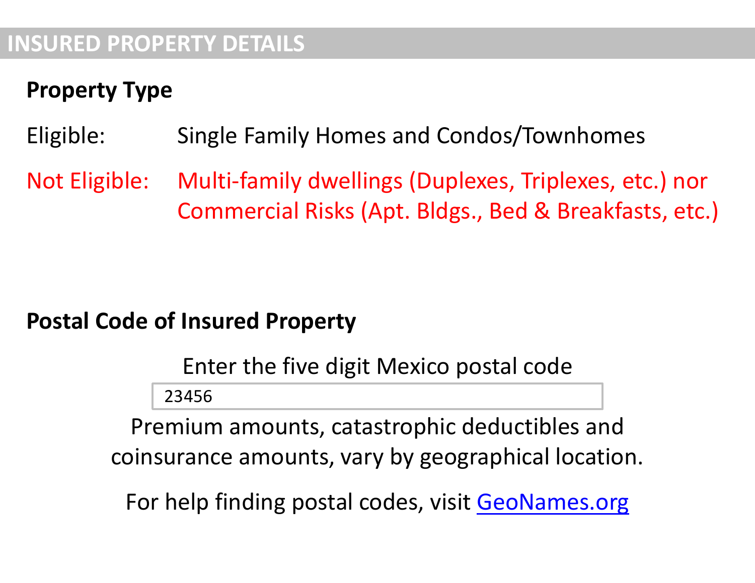## INSURED PROPERTY DETAILS

### Property Type

Eligible: Single Family Homes and Condos/Townhomes

Not Eligible: Multi-family dwellings (Duplexes, Triplexes, etc.) nor Commercial Risks (Apt. Bldgs., Bed & Breakfasts, etc.)

### Postal Code of Insured Property

Enter the five digit Mexico postal code

23456

Premium amounts, catastrophic deductibles and coinsurance amounts, vary by geographical location.

For help finding postal codes, visit [GeoNames.org](GeoNames.org)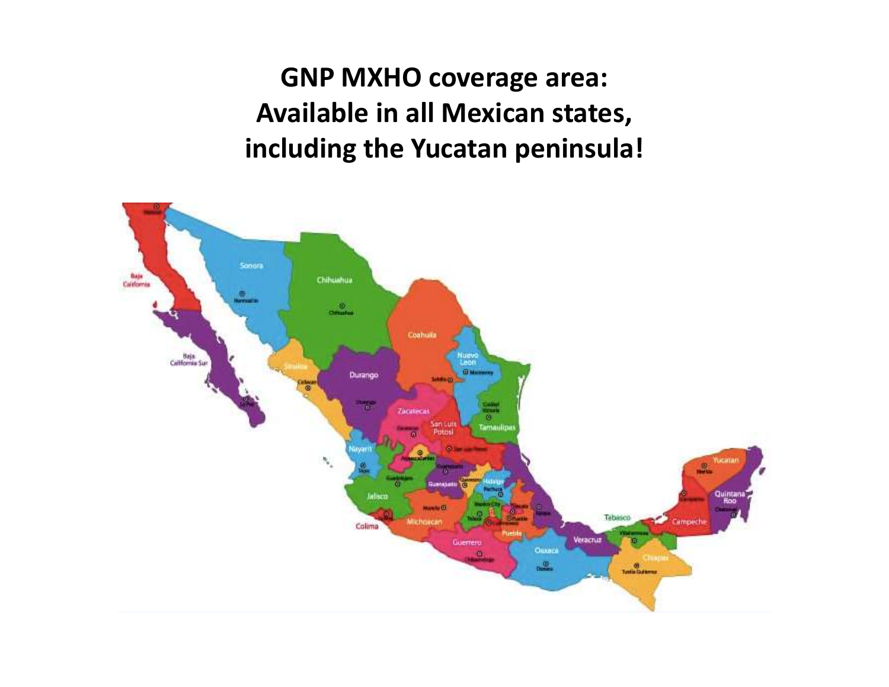**GNP MXHO coverage area:**
**Available in all Mexican states,**
**including the Yucatan peninsula!**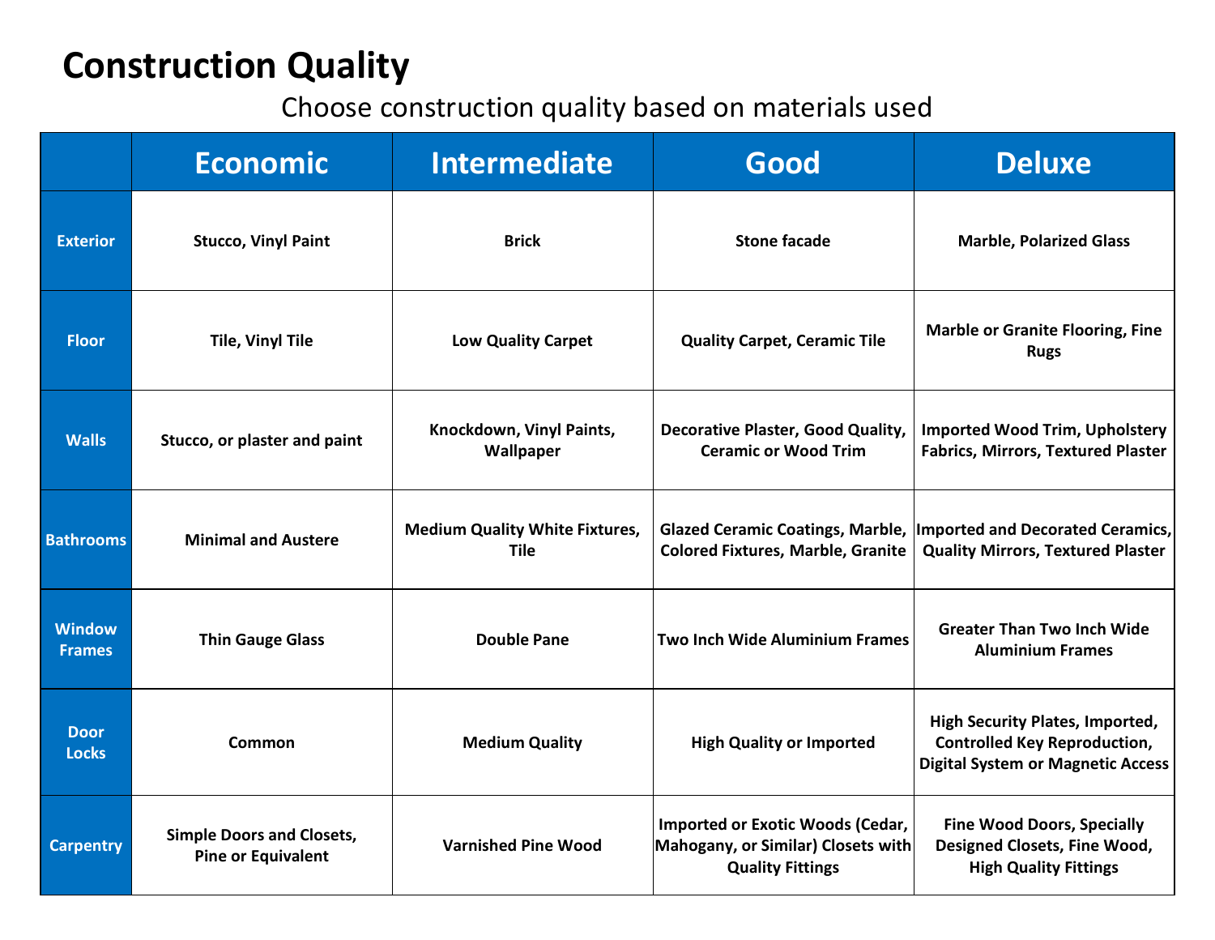# Construction Quality

Choose construction quality based on materials used

| | Economic | Intermediate | Good | Deluxe |
|---|---|---|---|---|
| Exterior | Stucco, Vinyl Paint | Brick | Stone facade | Marble, Polarized Glass |
| Floor | Tile, Vinyl Tile | Low Quality Carpet | Quality Carpet, Ceramic Tile | Marble or Granite Flooring, Fine Rugs |
| Walls | Stucco, or plaster and paint | Knockdown, Vinyl Paints, Wallpaper | Decorative Plaster, Good Quality, Ceramic or Wood Trim | Imported Wood Trim, Upholstery Fabrics, Mirrors, Textured Plaster |
| Bathrooms | Minimal and Austere | Medium Quality White Fixtures, Tile | Glazed Ceramic Coatings, Marble, Colored Fixtures, Marble, Granite | Imported and Decorated Ceramics, Quality Mirrors, Textured Plaster |
| Window Frames | Thin Gauge Glass | Double Pane | Two Inch Wide Aluminium Frames | Greater Than Two Inch Wide Aluminium Frames |
| Door Locks | Common | Medium Quality | High Quality or Imported | High Security Plates, Imported, Controlled Key Reproduction, Digital System or Magnetic Access |
| Carpentry | Simple Doors and Closets, Pine or Equivalent | Varnished Pine Wood | Imported or Exotic Woods (Cedar, Mahogany, or Similar) Closets with Quality Fittings | Fine Wood Doors, Specially Designed Closets, Fine Wood, High Quality Fittings |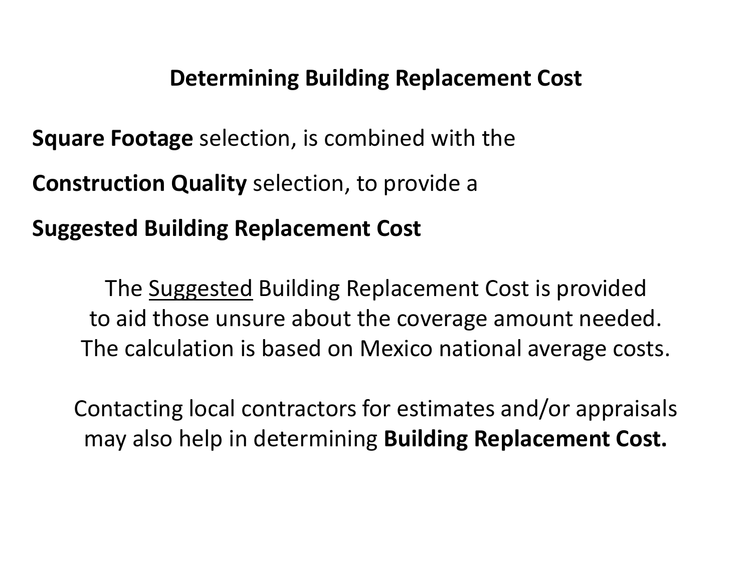## Determining Building Replacement Cost

**Square Footage** selection, is combined with the

**Construction Quality** selection, to provide a

**Suggested Building Replacement Cost**

The <u>Suggested</u> Building Replacement Cost is provided to aid those unsure about the coverage amount needed. The calculation is based on Mexico national average costs.

Contacting local contractors for estimates and/or appraisals may also help in determining **Building Replacement Cost.**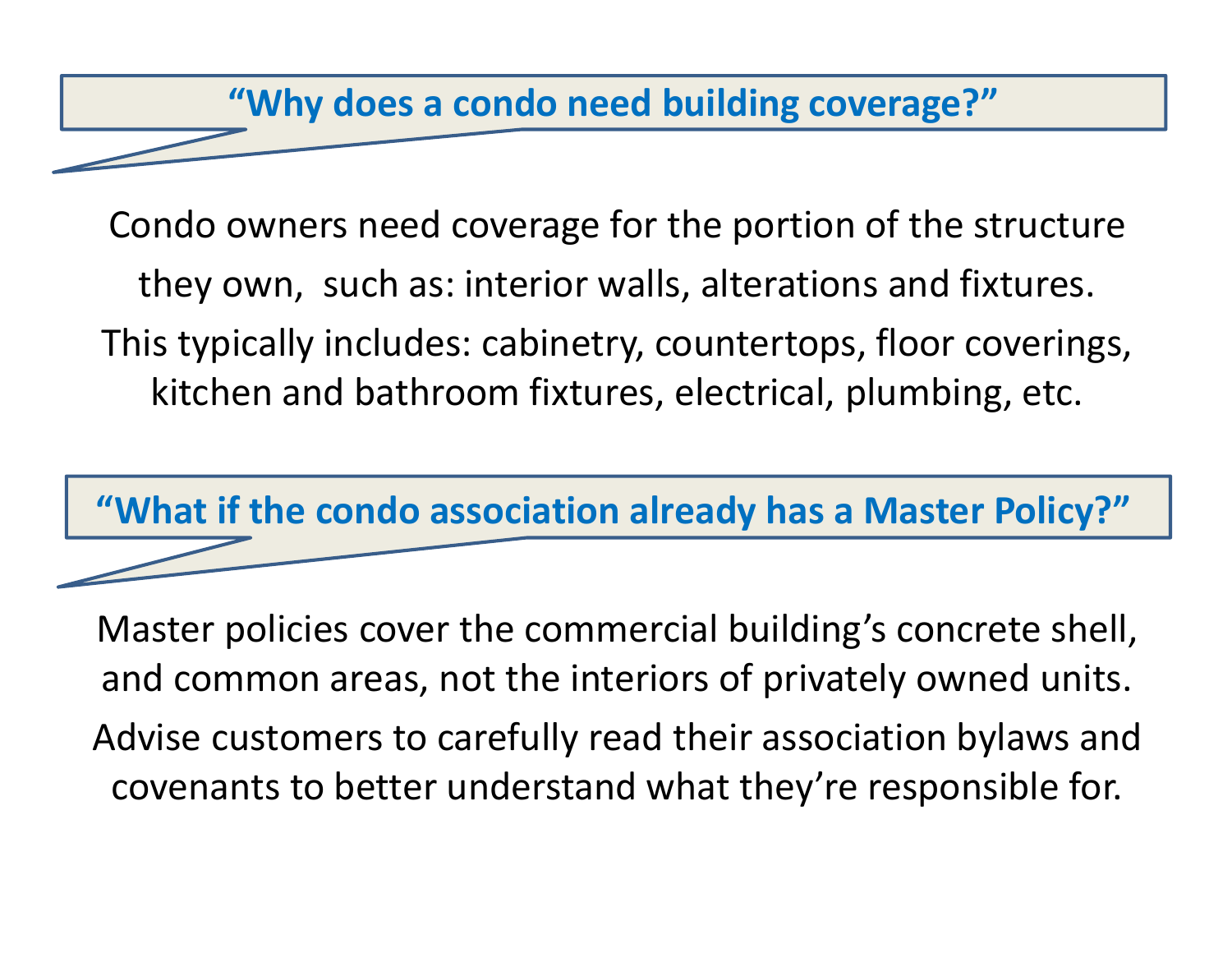## "Why does a condo need building coverage?"

Condo owners need coverage for the portion of the structure they own, such as: interior walls, alterations and fixtures. This typically includes: cabinetry, countertops, floor coverings, kitchen and bathroom fixtures, electrical, plumbing, etc.

## "What if the condo association already has a Master Policy?"

Master policies cover the commercial building's concrete shell, and common areas, not the interiors of privately owned units. Advise customers to carefully read their association bylaws and covenants to better understand what they're responsible for.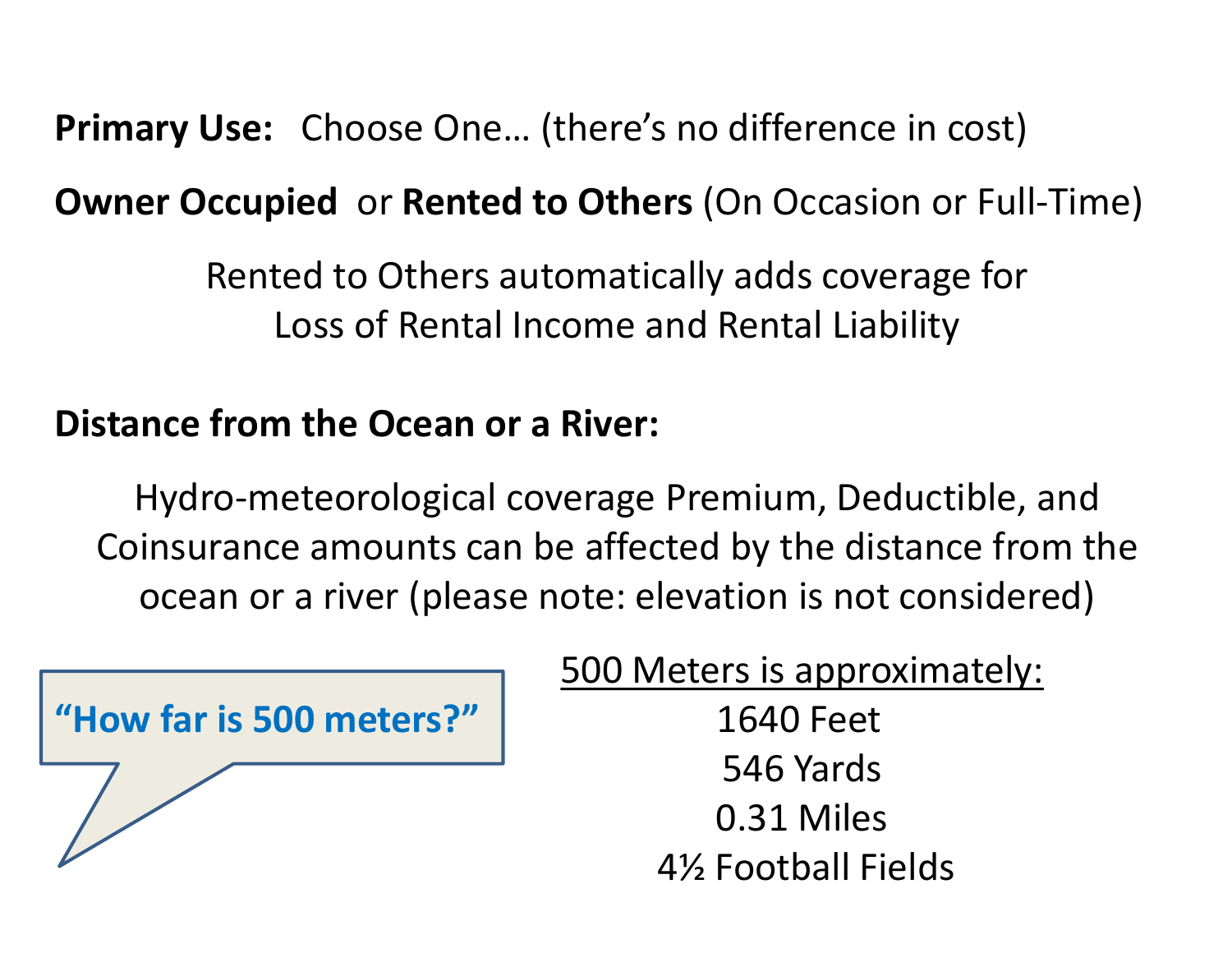**Primary Use:** Choose One… (there's no difference in cost)

**Owner Occupied** or **Rented to Others** (On Occasion or Full-Time)

Rented to Others automatically adds coverage for Loss of Rental Income and Rental Liability

**Distance from the Ocean or a River:**

Hydro-meteorological coverage Premium, Deductible, and Coinsurance amounts can be affected by the distance from the ocean or a river (please note: elevation is not considered)

**"How far is 500 meters?"**

500 Meters is approximately:

1640 Feet
546 Yards
0.31 Miles
4½ Football Fields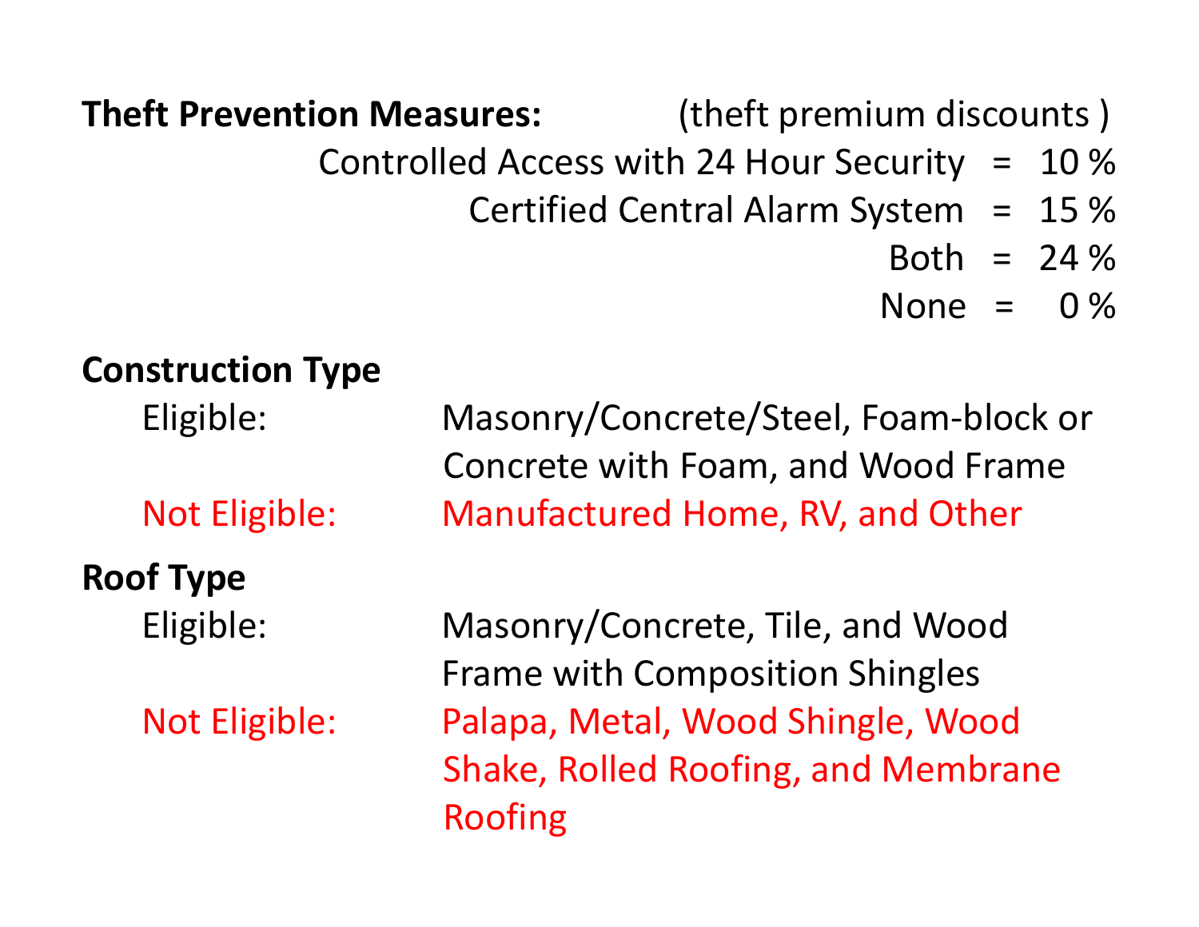**Theft Prevention Measures:** (theft premium discounts )

| | | |
|---|---|---|
| Controlled Access with 24 Hour Security | = | 10 % |
| Certified Central Alarm System | = | 15 % |
| Both | = | 24 % |
| None | = | 0 % |

**Construction Type**

Eligible: Masonry/Concrete/Steel, Foam-block or Concrete with Foam, and Wood Frame

Not Eligible: Manufactured Home, RV, and Other

**Roof Type**

Eligible: Masonry/Concrete, Tile, and Wood Frame with Composition Shingles

Not Eligible: Palapa, Metal, Wood Shingle, Wood Shake, Rolled Roofing, and Membrane Roofing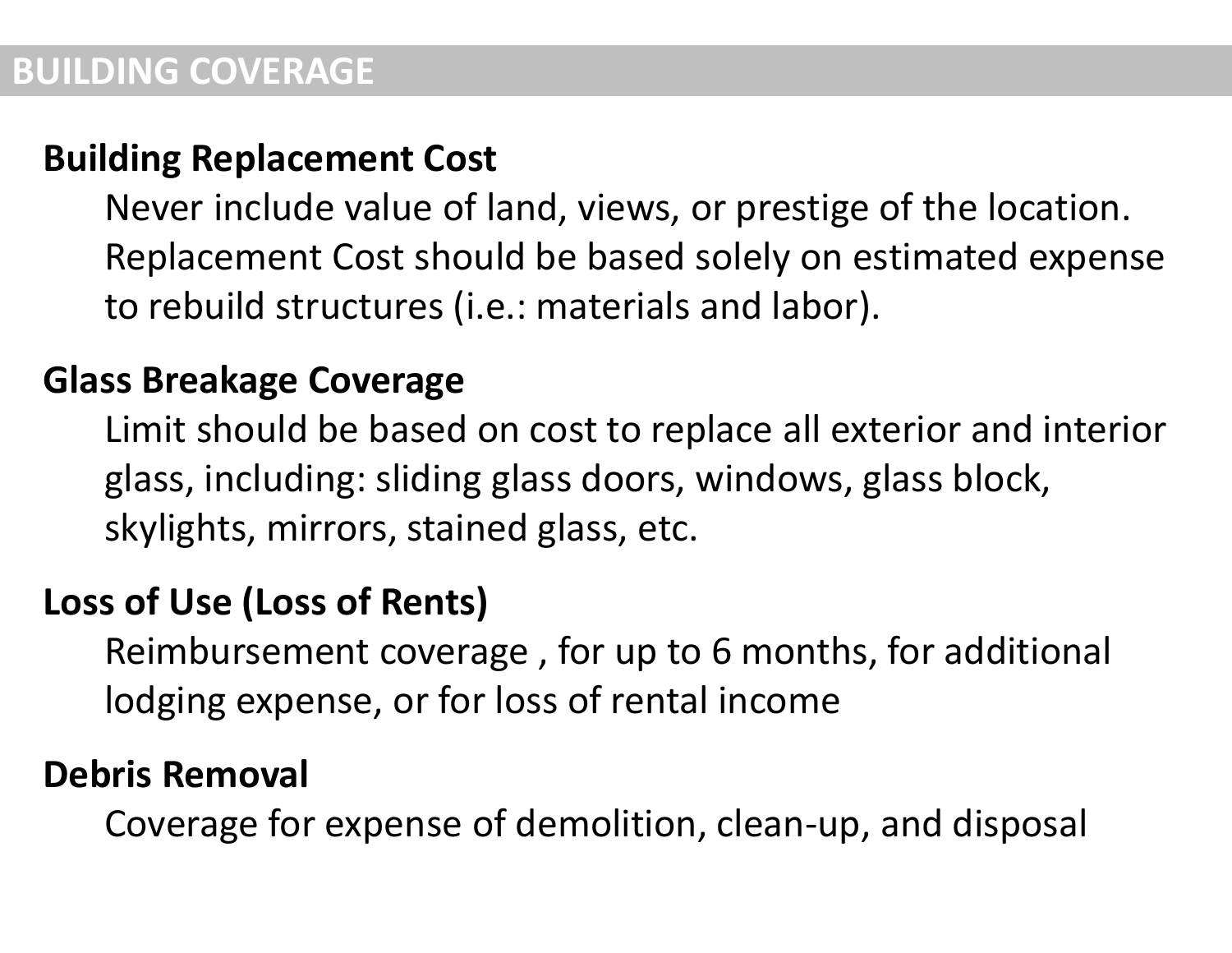# BUILDING COVERAGE

**Building Replacement Cost**

Never include value of land, views, or prestige of the location. Replacement Cost should be based solely on estimated expense to rebuild structures (i.e.: materials and labor).

**Glass Breakage Coverage**

Limit should be based on cost to replace all exterior and interior glass, including: sliding glass doors, windows, glass block, skylights, mirrors, stained glass, etc.

**Loss of Use (Loss of Rents)**

Reimbursement coverage , for up to 6 months, for additional lodging expense, or for loss of rental income

**Debris Removal**

Coverage for expense of demolition, clean-up, and disposal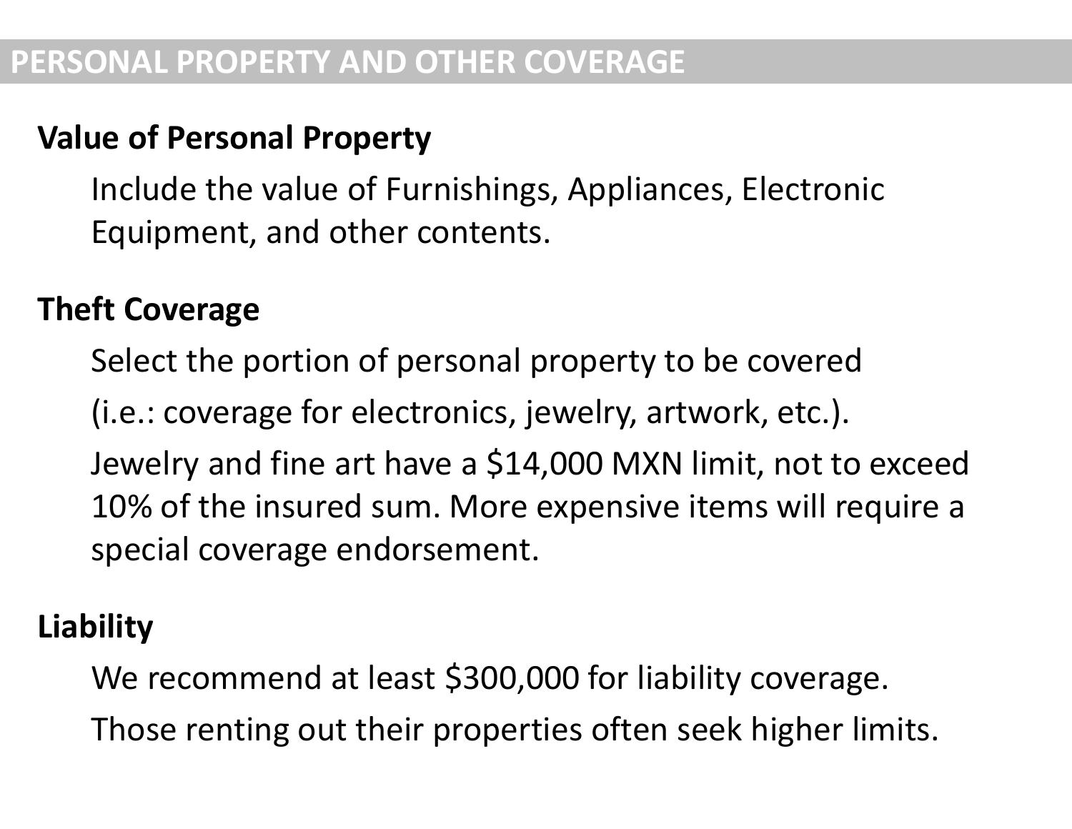## PERSONAL PROPERTY AND OTHER COVERAGE

### Value of Personal Property

Include the value of Furnishings, Appliances, Electronic Equipment, and other contents.

### Theft Coverage

Select the portion of personal property to be covered

(i.e.: coverage for electronics, jewelry, artwork, etc.).

Jewelry and fine art have a $14,000 MXN limit, not to exceed 10% of the insured sum. More expensive items will require a special coverage endorsement.

### Liability

We recommend at least $300,000 for liability coverage.

Those renting out their properties often seek higher limits.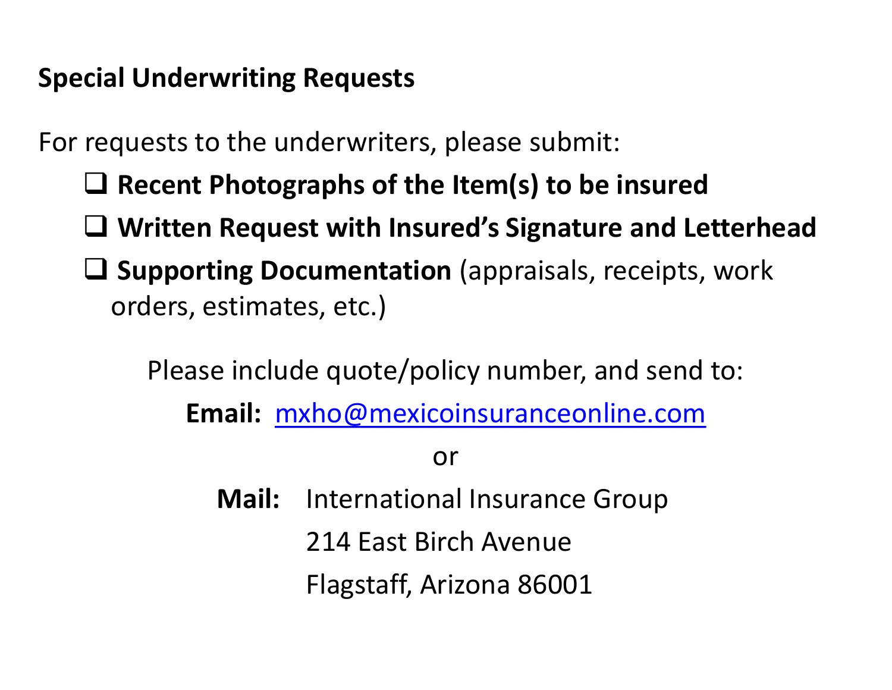## Special Underwriting Requests

For requests to the underwriters, please submit:

- ❑ **Recent Photographs of the Item(s) to be insured**
- ❑ **Written Request with Insured's Signature and Letterhead**
- ❑ **Supporting Documentation** (appraisals, receipts, work orders, estimates, etc.)

Please include quote/policy number, and send to:

**Email:** mxho@mexicoinsuranceonline.com

or

**Mail:** International Insurance Group
214 East Birch Avenue
Flagstaff, Arizona 86001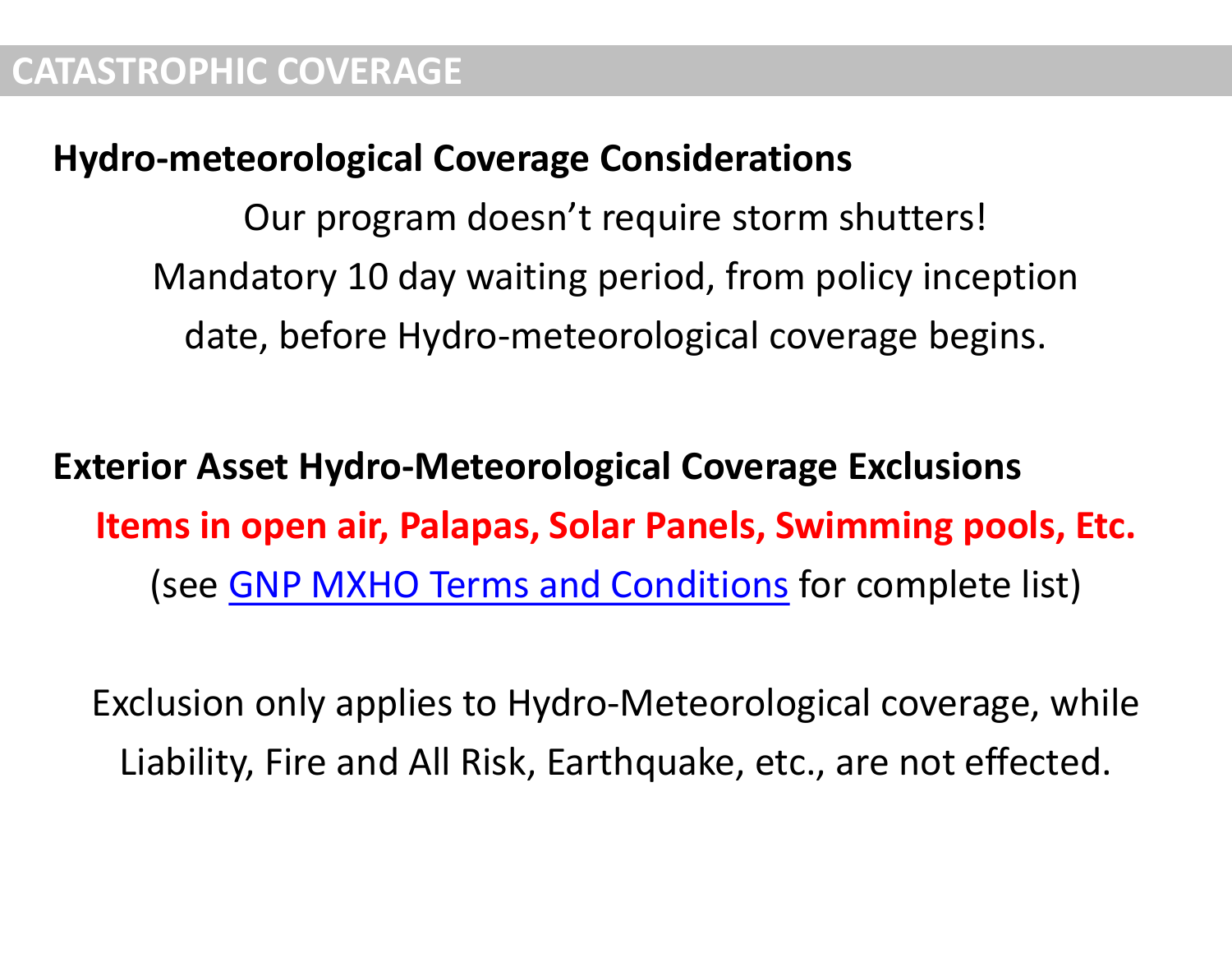## CATASTROPHIC COVERAGE

**Hydro-meteorological Coverage Considerations**

Our program doesn't require storm shutters!

Mandatory 10 day waiting period, from policy inception date, before Hydro-meteorological coverage begins.

**Exterior Asset Hydro-Meteorological Coverage Exclusions**

**Items in open air, Palapas, Solar Panels, Swimming pools, Etc.**

(see GNP MXHO Terms and Conditions for complete list)

Exclusion only applies to Hydro-Meteorological coverage, while Liability, Fire and All Risk, Earthquake, etc., are not effected.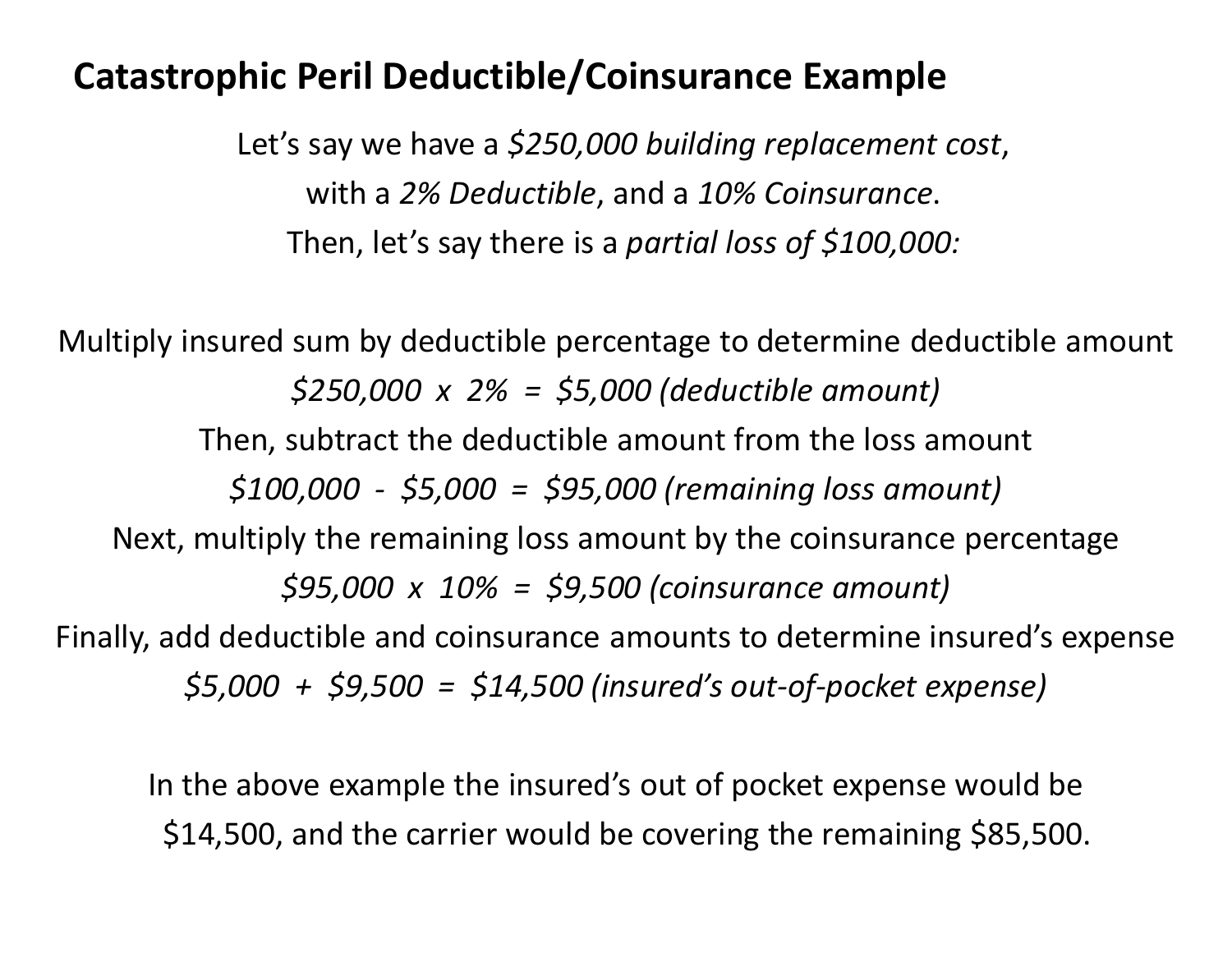## Catastrophic Peril Deductible/Coinsurance Example

Let's say we have a *$250,000 building replacement cost*,
with a *2% Deductible*, and a *10% Coinsurance*.
Then, let's say there is a *partial loss of $100,000:*

Multiply insured sum by deductible percentage to determine deductible amount

*$250,000 x 2% = $5,000 (deductible amount)*

Then, subtract the deductible amount from the loss amount

*$100,000 - $5,000 = $95,000 (remaining loss amount)*

Next, multiply the remaining loss amount by the coinsurance percentage

*$95,000 x 10% = $9,500 (coinsurance amount)*

Finally, add deductible and coinsurance amounts to determine insured's expense

*$5,000 + $9,500 = $14,500 (insured's out-of-pocket expense)*

In the above example the insured's out of pocket expense would be $14,500, and the carrier would be covering the remaining $85,500.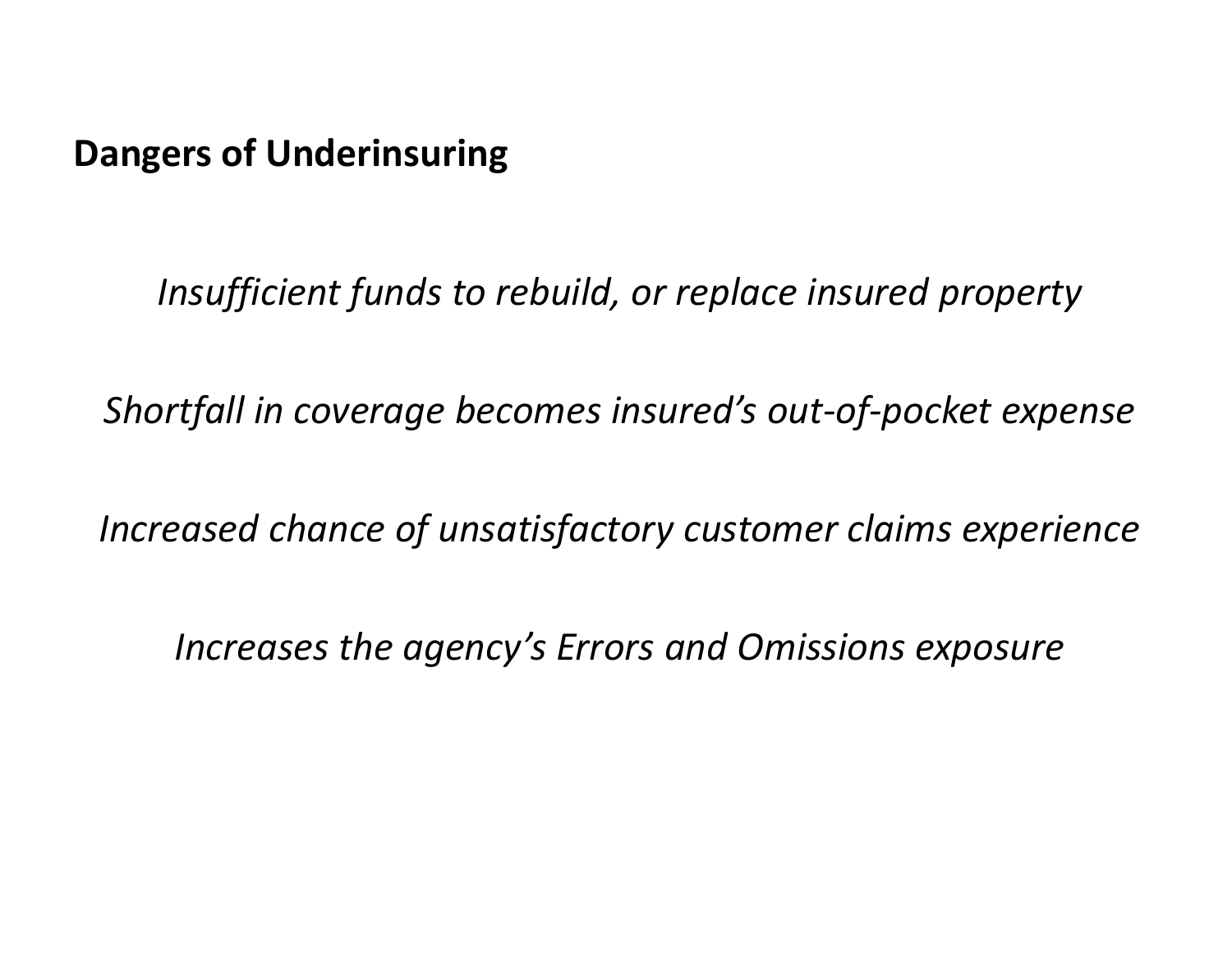**Dangers of Underinsuring**

*Insufficient funds to rebuild, or replace insured property*

*Shortfall in coverage becomes insured's out-of-pocket expense*

*Increased chance of unsatisfactory customer claims experience*

*Increases the agency's Errors and Omissions exposure*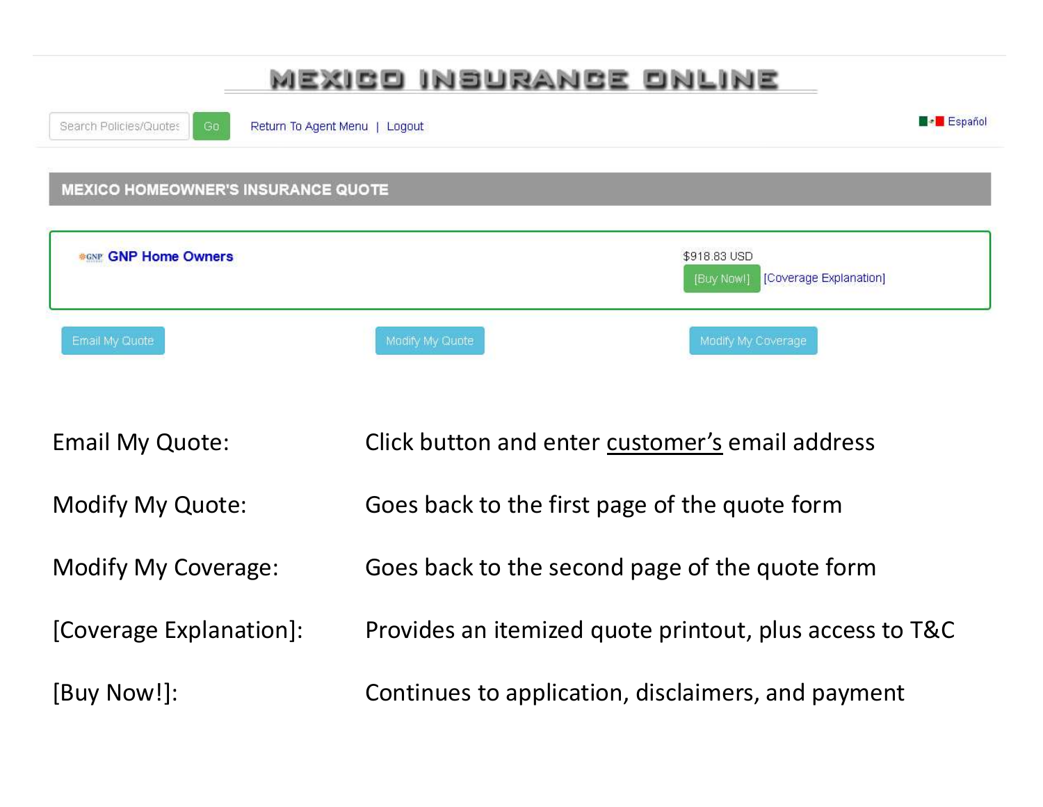# MEXICO INSURANCE ONLINE

Search Policies/Quotes | Go | Return To Agent Menu | Logout | Español

## MEXICO HOMEOWNER'S INSURANCE QUOTE

**GNP Home Owners** — $918.83 USD [Buy Now!] [Coverage Explanation]

Email My Quote | Modify My Quote | Modify My Coverage

| | |
|---|---|
| Email My Quote: | Click button and enter <u>customer's</u> email address |
| Modify My Quote: | Goes back to the first page of the quote form |
| Modify My Coverage: | Goes back to the second page of the quote form |
| [Coverage Explanation]: | Provides an itemized quote printout, plus access to T&C |
| [Buy Now!]: | Continues to application, disclaimers, and payment |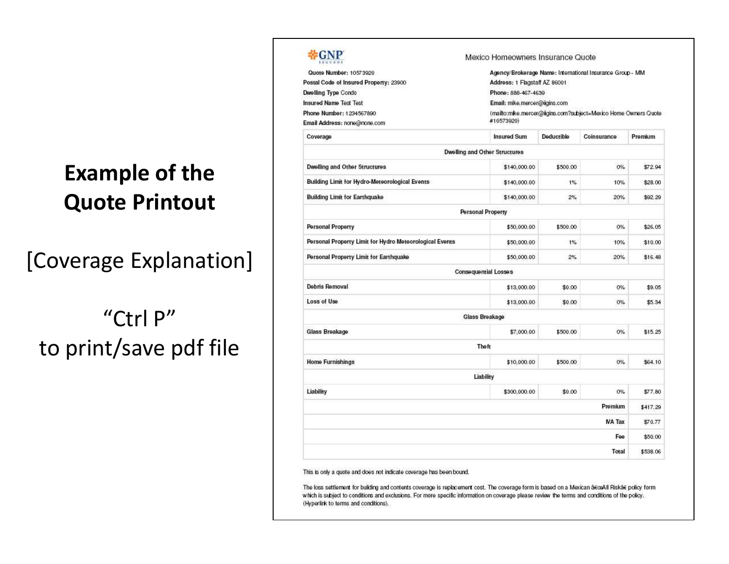# Example of the Quote Printout

[Coverage Explanation]

"Ctrl P"
to print/save pdf file

GNP SEGUROS

Mexico Homeowners Insurance Quote

**Quote Number:** 10573920
**Postal Code of Insured Property:** 23900
**Dwelling Type** Condo
**Insured Name** Test Test
**Phone Number:** 1234567890
**Email Address:** none@none.com

**Agency/Brokerage Name:** International Insurance Group - MM
**Address:** 1 Flagstaff AZ 86001
**Phone:** 888-467-4639
**Email:** mike.mercer@iigins.com
(mailto:mike.mercer@iigins.com?subject=Mexico Home Owners Quote #10573920)

| Coverage | Insured Sum | Deductible | Coinsurance | Premium |
|---|---|---|---|---|
| Dwelling and Other Structures | | | | |
| Dwelling and Other Structures | $140,000.00 | $500.00 | 0% | $72.94 |
| Building Limit for Hydro-Meteorological Events | $140,000.00 | 1% | 10% | $28.00 |
| Building Limit for Earthquake | $140,000.00 | 2% | 20% | $92.29 |
| Personal Property | | | | |
| Personal Property | $50,000.00 | $500.00 | 0% | $26.05 |
| Personal Property Limit for Hydro Meteorological Events | $50,000.00 | 1% | 10% | $10.00 |
| Personal Property Limit for Earthquake | $50,000.00 | 2% | 20% | $16.48 |
| Consequential Losses | | | | |
| Debris Removal | $13,000.00 | $0.00 | 0% | $9.05 |
| Loss of Use | $13,000.00 | $0.00 | 0% | $5.34 |
| Glass Breakage | | | | |
| Glass Breakage | $7,000.00 | $500.00 | 0% | $15.25 |
| Theft | | | | |
| Home Furnishings | $10,000.00 | $500.00 | 0% | $64.10 |
| Liability | | | | |
| Liability | $300,000.00 | $0.00 | 0% | $77.80 |
| | | | Premium | $417.29 |
| | | | IVA Tax | $70.77 |
| | | | Fee | $50.00 |
| | | | Total | $538.06 |

This is only a quote and does not indicate coverage has been bound.

The loss settlement for building and contents coverage is replacement cost. The coverage form is based on a Mexican â€œAll Riskâ€ policy form which is subject to conditions and exclusions. For more specific information on coverage please review the terms and conditions of the policy. (Hyperlink to terms and conditions).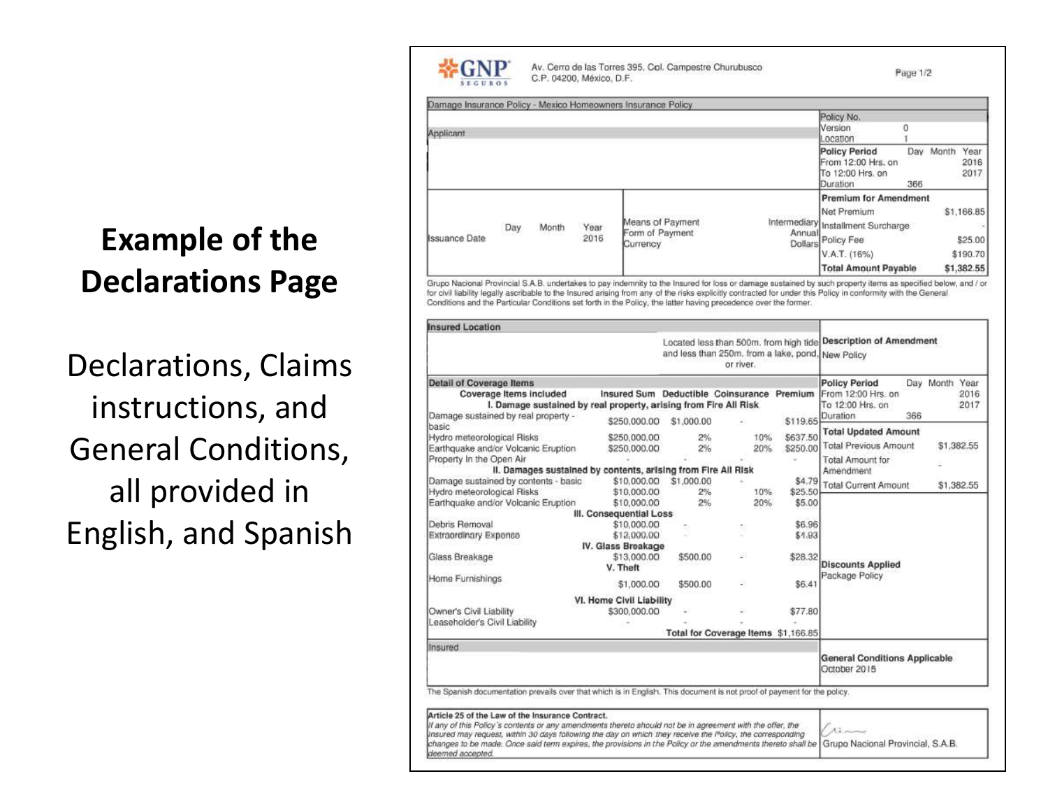# Example of the Declarations Page

Declarations, Claims instructions, and General Conditions, all provided in English, and Spanish

**GNP SEGUROS**

Av. Cerro de las Torres 395, Col. Campestre Churubusco
C.P. 04200, México, D.F.

Page 1/2

Damage Insurance Policy - Mexico Homeowners Insurance Policy

Applicant

| Policy No. | | | |
|---|---|---|---|
| Version | 0 | | |
| Location | 1 | | |
| **Policy Period** | Day | Month | Year |
| From 12:00 Hrs. on | | | 2016 |
| To 12:00 Hrs. on | | | 2017 |
| Duration | 366 | | |

| Issuance Date | Day | Month | Year |
|---|---|---|---|
| | | | 2016 |

| Means of Payment | Intermediary |
|---|---|
| Form of Payment | Annual |
| Currency | Dollars |

| **Premium for Amendment** | |
|---|---|
| Net Premium | $1,166.85 |
| Installment Surcharge | - |
| Policy Fee | $25.00 |
| V.A.T. (16%) | $190.70 |
| **Total Amount Payable** | **$1,382.55** |

Grupo Nacional Provincial S.A.B. undertakes to pay indemnity to the Insured for loss or damage sustained by such property items as specified below, and / or for civil liability legally ascribable to the Insured arising from any of the risks explicitly contracted for under this Policy in conformity with the General Conditions and the Particular Conditions set forth in the Policy, the latter having precedence over the former.

**Insured Location**

Located less than 500m. from high tide and less than 250m. from a lake, pond, or river.

**Description of Amendment**
New Policy

**Detail of Coverage Items**

| Coverage Items included | Insured Sum | Deductible | Coinsurance | Premium |
|---|---|---|---|---|
| **I. Damage sustained by real property, arising from Fire All Risk** | | | | |
| Damage sustained by real property - basic | $250,000.00 | $1,000.00 | - | $119.65 |
| Hydro meteorological Risks | $250,000.00 | 2% | 10% | $637.50 |
| Earthquake and/or Volcanic Eruption | $250,000.00 | 2% | 20% | $250.00 |
| Property In the Open Air | - | - | - | - |
| **II. Damages sustained by contents, arising from Fire All Risk** | | | | |
| Damage sustained by contents - basic | $10,000.00 | $1,000.00 | - | $4.79 |
| Hydro meteorological Risks | $10,000.00 | 2% | 10% | $25.50 |
| Earthquake and/or Volcanic Eruption | $10,000.00 | 2% | 20% | $5.00 |
| **III. Consequential Loss** | | | | |
| Debris Removal | $10,000.00 | - | - | $6.96 |
| Extraordinary Expense | $12,000.00 | - | - | $4.93 |
| **IV. Glass Breakage** | | | | |
| Glass Breakage | $13,000.00 | $500.00 | - | $28.32 |
| **V. Theft** | | | | |
| Home Furnishings | $1,000.00 | $500.00 | - | $6.41 |
| **VI. Home Civil Liability** | | | | |
| Owner's Civil Liability | $300,000.00 | - | - | $77.80 |
| Leaseholder's Civil Liability | - | - | - | - |
| | | | **Total for Coverage Items** | $1,166.85 |

| **Policy Period** | Day | Month | Year |
|---|---|---|---|
| From 12:00 Hrs. on | | | 2016 |
| To 12:00 Hrs. on | | | 2017 |
| Duration | 366 | | |

| **Total Updated Amount** | |
|---|---|
| Total Previous Amount | $1,382.55 |
| Total Amount for Amendment | - |
| Total Current Amount | $1,382.55 |

**Discounts Applied**
Package Policy

Insured

**General Conditions Applicable**
October 2015

The Spanish documentation prevails over that which is in English. This document is not proof of payment for the policy.

**Article 25 of the Law of the Insurance Contract.**
*If any of this Policy's contents or any amendments thereto should not be in agreement with the offer, the insured may request, within 30 days following the day on which they receive the Policy, the corresponding changes to be made. Once said term expires, the provisions in the Policy or the amendments thereto shall be deemed accepted.*

Grupo Nacional Provincial, S.A.B.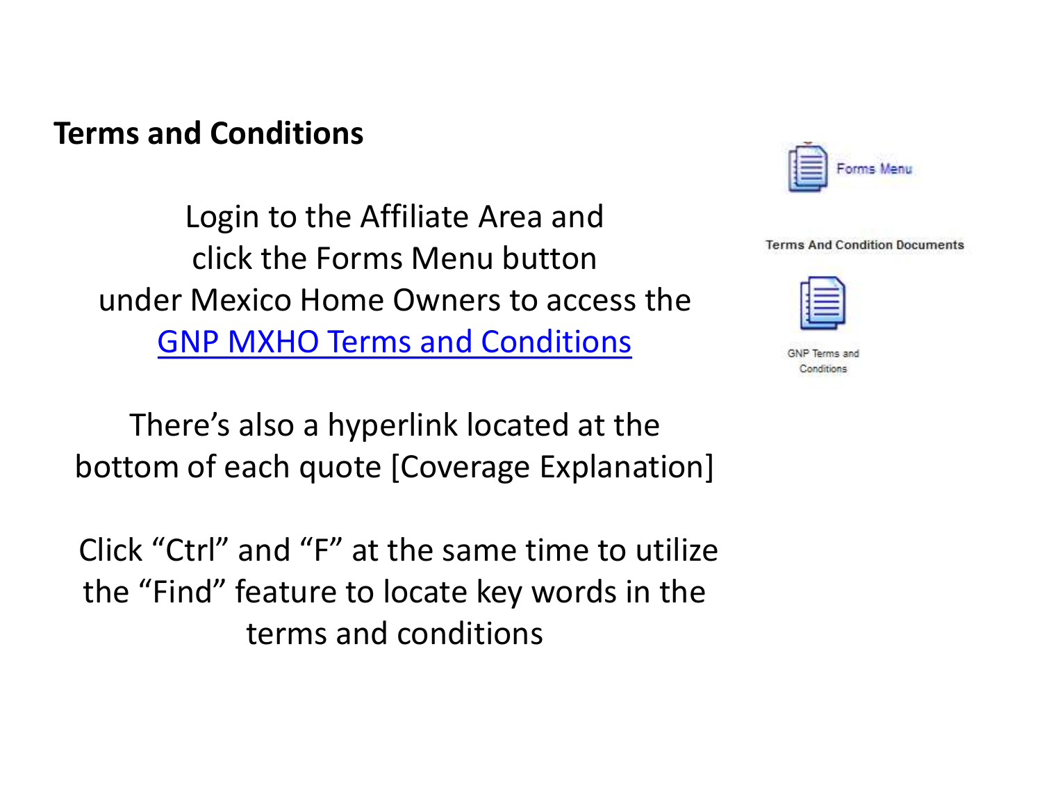## Terms and Conditions

Login to the Affiliate Area and click the Forms Menu button under Mexico Home Owners to access the GNP MXHO Terms and Conditions

There's also a hyperlink located at the bottom of each quote [Coverage Explanation]

Click "Ctrl" and "F" at the same time to utilize the "Find" feature to locate key words in the terms and conditions

Forms Menu

Terms And Condition Documents

GNP Terms and Conditions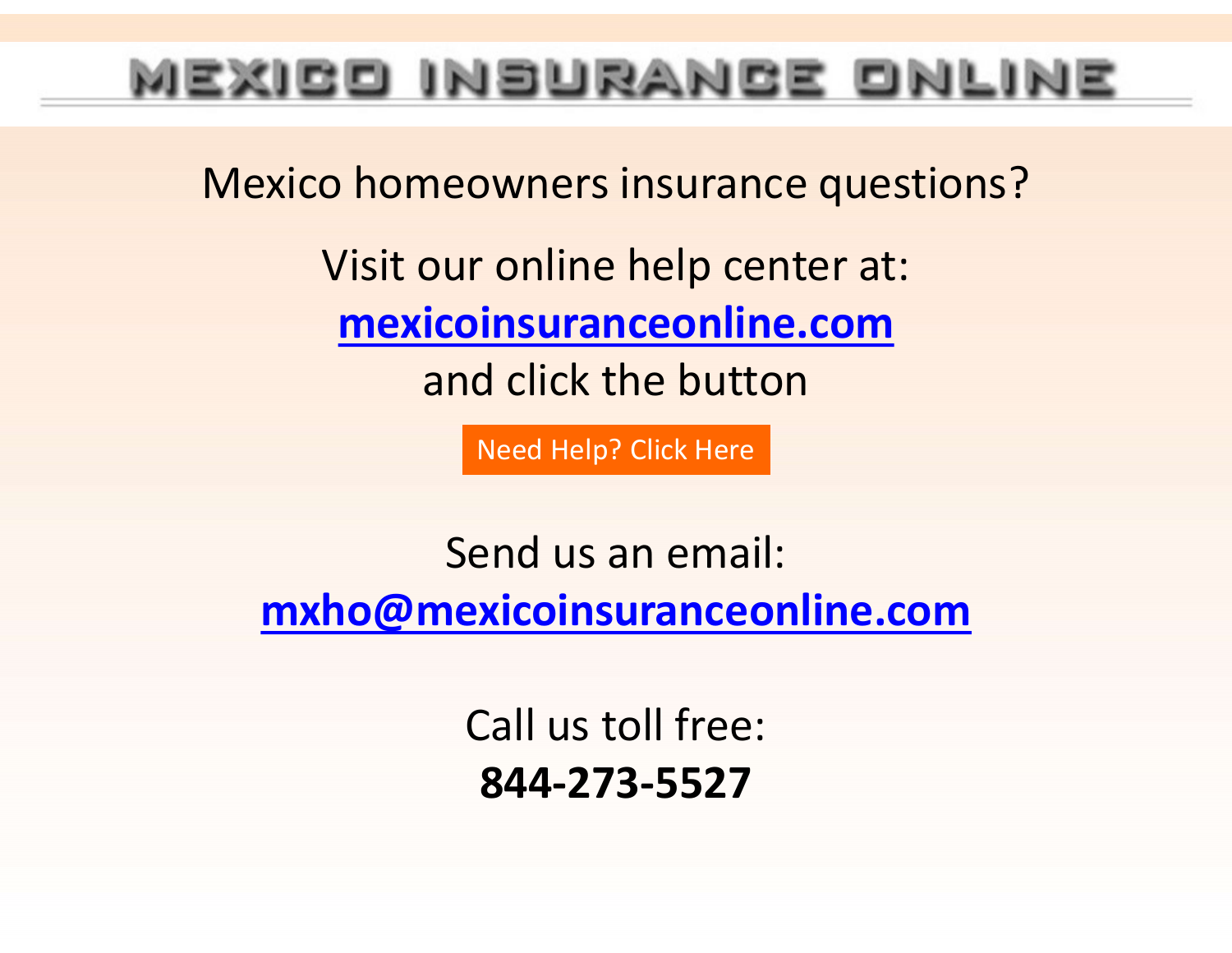# MEXICO INSURANCE ONLINE

Mexico homeowners insurance questions?

Visit our online help center at:

[mexicoinsuranceonline.com](mexicoinsuranceonline.com)

and click the button

Need Help? Click Here

Send us an email:

[mxho@mexicoinsuranceonline.com](mailto:mxho@mexicoinsuranceonline.com)

Call us toll free:

**844-273-5527**